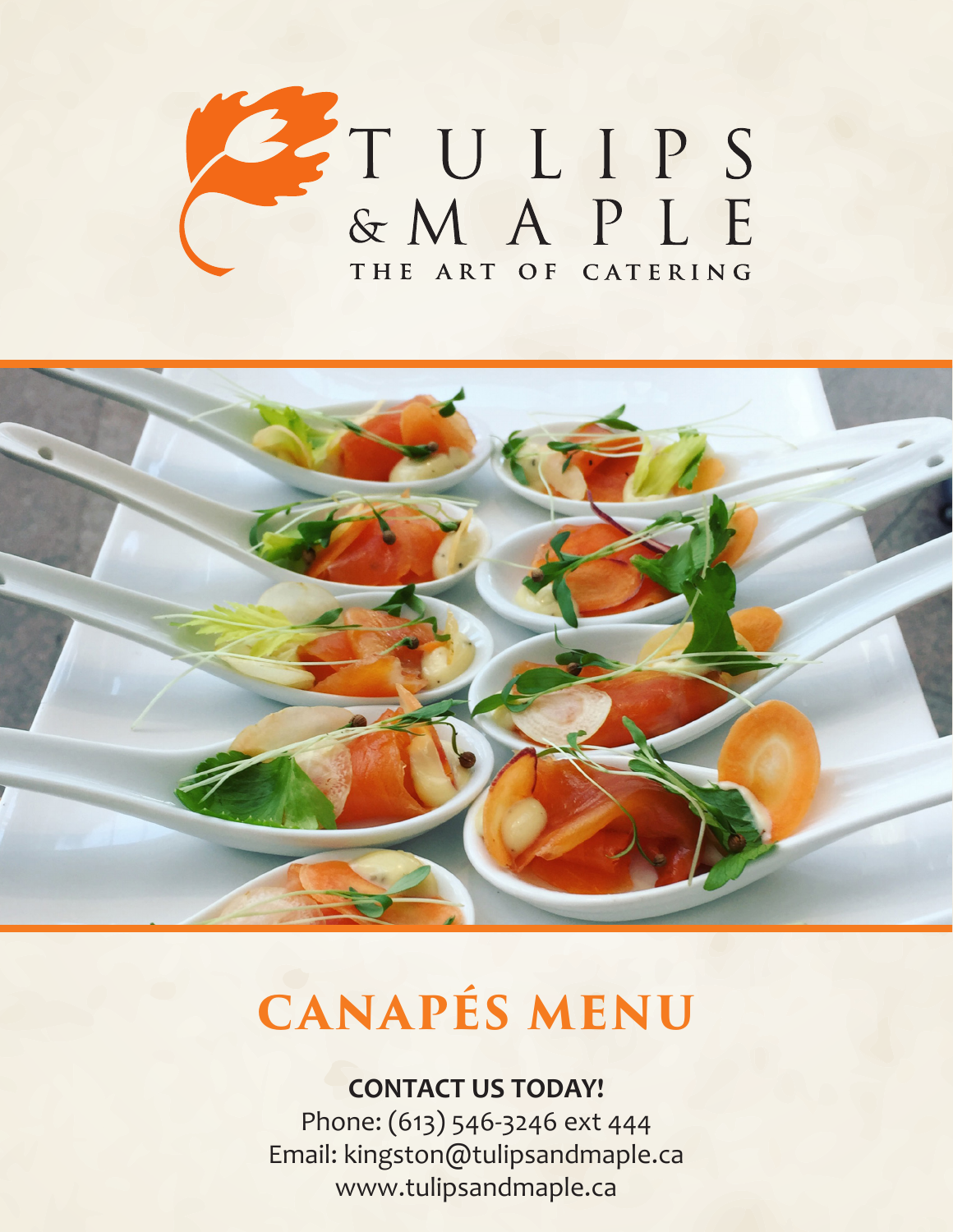# TULIPS & MAPLE

THE ART OF CATERING

# CANAPÉS MENU

**CONTACT US TODAY!**

Phone: (613) 546-3246 ext 444

Email: kingston@tulipsandmaple.ca

www.tulipsandmaple.ca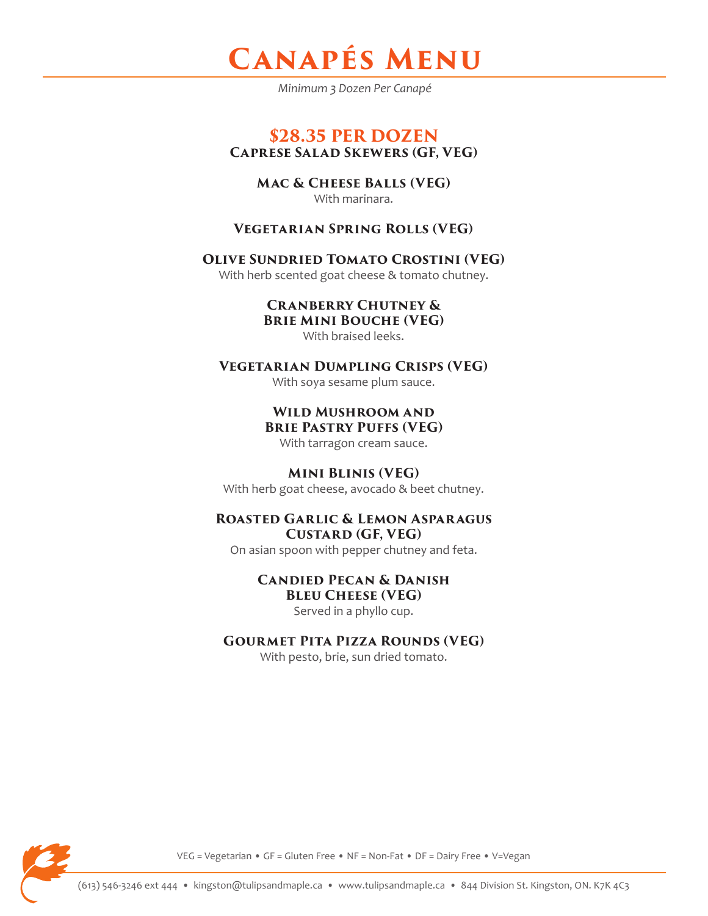# Canapés Menu

*Minimum 3 Dozen Per Canapé*

## $28.35 PER DOZEN

### Caprese Salad Skewers (GF, VEG)

### Mac & Cheese Balls (VEG)
With marinara.

### Vegetarian Spring Rolls (VEG)

### Olive Sundried Tomato Crostini (VEG)
With herb scented goat cheese & tomato chutney.

### Cranberry Chutney & Brie Mini Bouche (VEG)
With braised leeks.

### Vegetarian Dumpling Crisps (VEG)
With soya sesame plum sauce.

### Wild Mushroom and Brie Pastry Puffs (VEG)
With tarragon cream sauce.

### Mini Blinis (VEG)
With herb goat cheese, avocado & beet chutney.

### Roasted Garlic & Lemon Asparagus Custard (GF, VEG)
On asian spoon with pepper chutney and feta.

### Candied Pecan & Danish Bleu Cheese (VEG)
Served in a phyllo cup.

### Gourmet Pita Pizza Rounds (VEG)
With pesto, brie, sun dried tomato.

VEG = Vegetarian • GF = Gluten Free • NF = Non-Fat • DF = Dairy Free • V=Vegan

(613) 546-3246 ext 444 • kingston@tulipsandmaple.ca • www.tulipsandmaple.ca • 844 Division St. Kingston, ON. K7K 4C3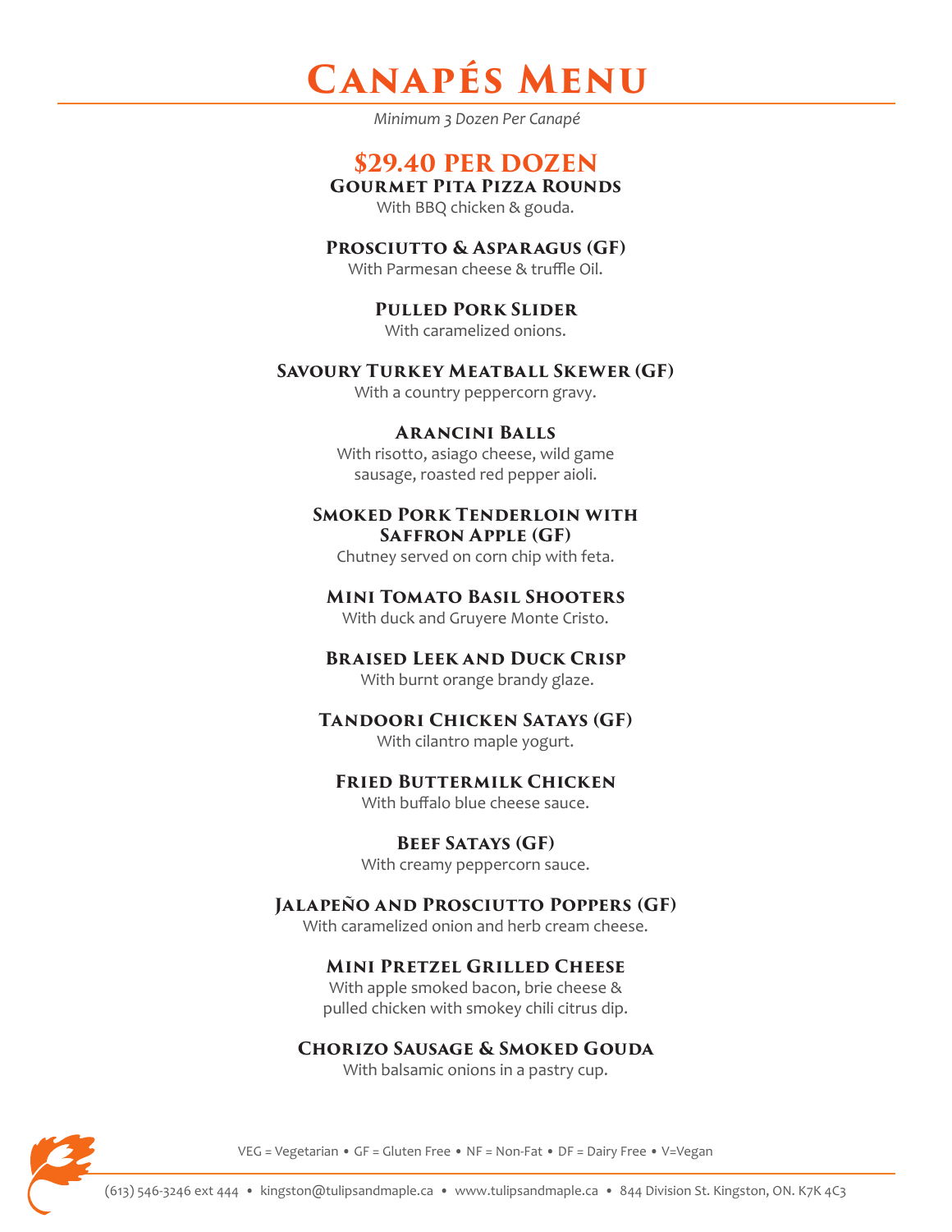# Canapés Menu

*Minimum 3 Dozen Per Canapé*

## $29.40 PER DOZEN

### Gourmet Pita Pizza Rounds
With BBQ chicken & gouda.

### Prosciutto & Asparagus (GF)
With Parmesan cheese & truffle Oil.

### Pulled Pork Slider
With caramelized onions.

### Savoury Turkey Meatball Skewer (GF)
With a country peppercorn gravy.

### Arancini Balls
With risotto, asiago cheese, wild game sausage, roasted red pepper aioli.

### Smoked Pork Tenderloin with Saffron Apple (GF)
Chutney served on corn chip with feta.

### Mini Tomato Basil Shooters
With duck and Gruyere Monte Cristo.

### Braised Leek and Duck Crisp
With burnt orange brandy glaze.

### Tandoori Chicken Satays (GF)
With cilantro maple yogurt.

### Fried Buttermilk Chicken
With buffalo blue cheese sauce.

### Beef Satays (GF)
With creamy peppercorn sauce.

### Jalapeño and Prosciutto Poppers (GF)
With caramelized onion and herb cream cheese.

### Mini Pretzel Grilled Cheese
With apple smoked bacon, brie cheese & pulled chicken with smokey chili citrus dip.

### Chorizo Sausage & Smoked Gouda
With balsamic onions in a pastry cup.

VEG = Vegetarian • GF = Gluten Free • NF = Non-Fat • DF = Dairy Free • V=Vegan

(613) 546-3246 ext 444 • kingston@tulipsandmaple.ca • www.tulipsandmaple.ca • 844 Division St. Kingston, ON. K7K 4C3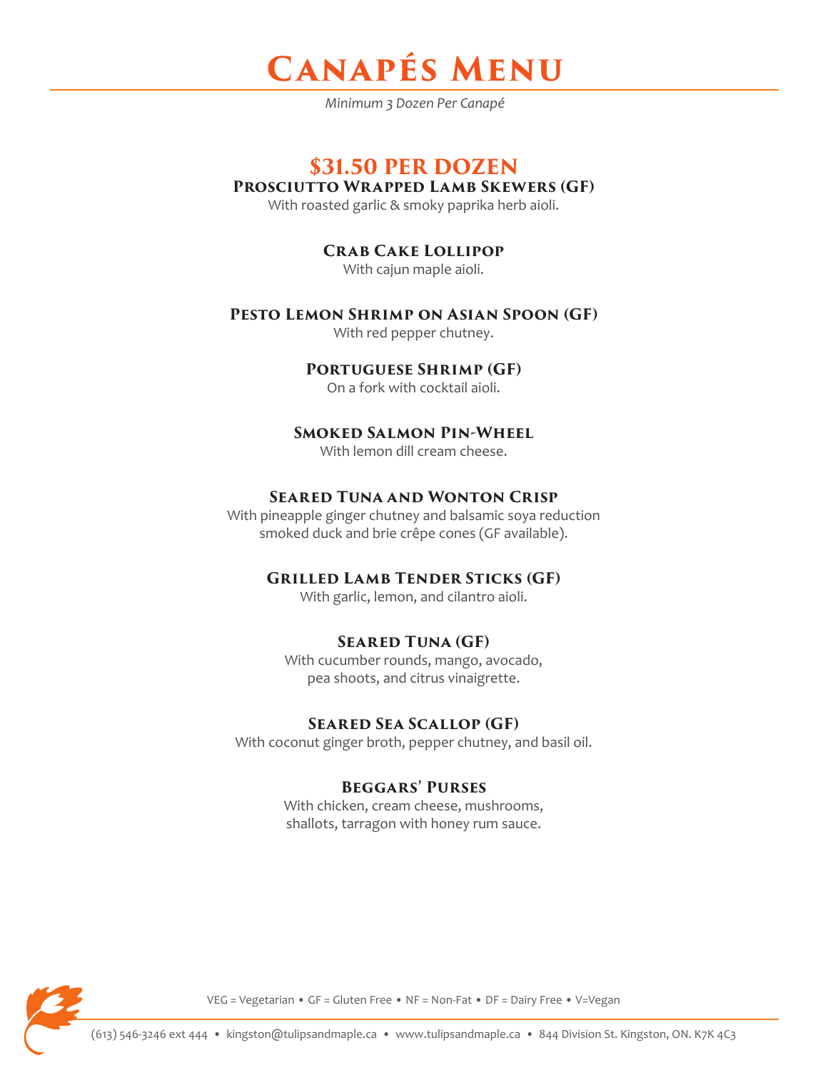# Canapés Menu

*Minimum 3 Dozen Per Canapé*

## $31.50 PER DOZEN

### Prosciutto Wrapped Lamb Skewers (GF)
With roasted garlic & smoky paprika herb aioli.

### Crab Cake Lollipop
With cajun maple aioli.

### Pesto Lemon Shrimp on Asian Spoon (GF)
With red pepper chutney.

### Portuguese Shrimp (GF)
On a fork with cocktail aioli.

### Smoked Salmon Pin-Wheel
With lemon dill cream cheese.

### Seared Tuna and Wonton Crisp
With pineapple ginger chutney and balsamic soya reduction smoked duck and brie crêpe cones (GF available).

### Grilled Lamb Tender Sticks (GF)
With garlic, lemon, and cilantro aioli.

### Seared Tuna (GF)
With cucumber rounds, mango, avocado, pea shoots, and citrus vinaigrette.

### Seared Sea Scallop (GF)
With coconut ginger broth, pepper chutney, and basil oil.

### Beggars' Purses
With chicken, cream cheese, mushrooms, shallots, tarragon with honey rum sauce.

VEG = Vegetarian • GF = Gluten Free • NF = Non-Fat • DF = Dairy Free • V=Vegan

(613) 546-3246 ext 444 • kingston@tulipsandmaple.ca • www.tulipsandmaple.ca • 844 Division St. Kingston, ON. K7K 4C3